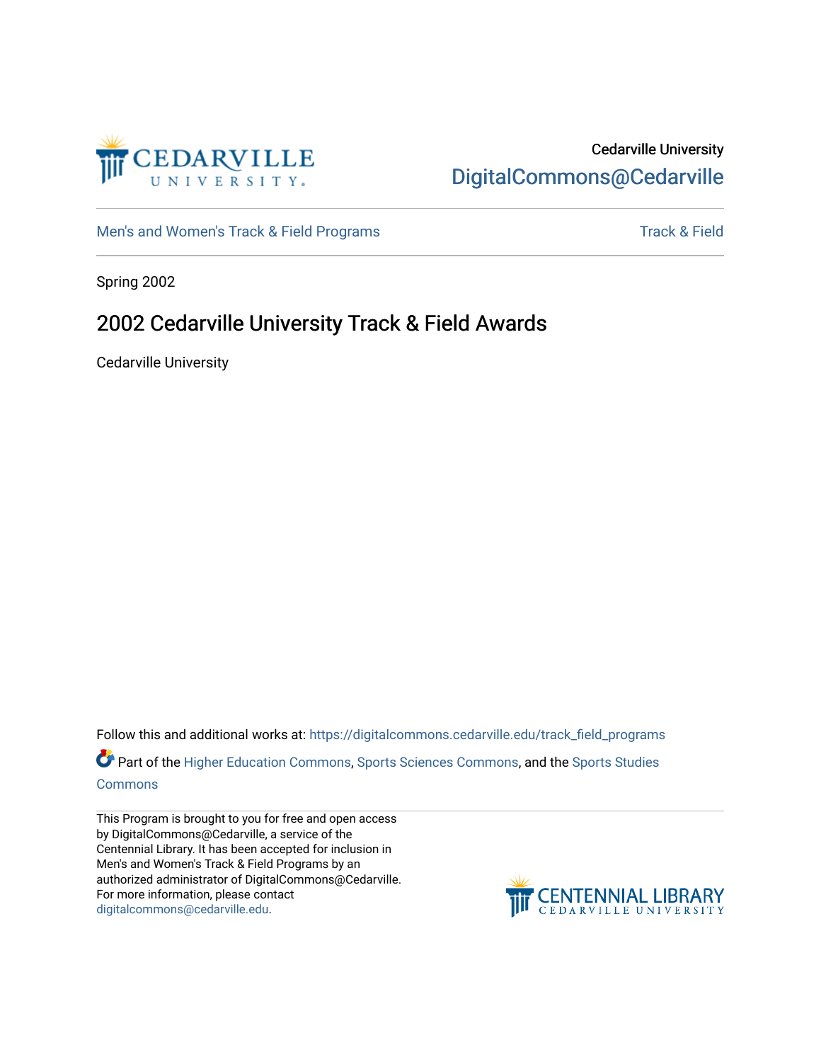Cedarville University
DigitalCommons@Cedarville

Men's and Women's Track & Field Programs | Track & Field

Spring 2002

# 2002 Cedarville University Track & Field Awards

Cedarville University

Follow this and additional works at: https://digitalcommons.cedarville.edu/track_field_programs

Part of the Higher Education Commons, Sports Sciences Commons, and the Sports Studies Commons

This Program is brought to you for free and open access by DigitalCommons@Cedarville, a service of the Centennial Library. It has been accepted for inclusion in Men's and Women's Track & Field Programs by an authorized administrator of DigitalCommons@Cedarville. For more information, please contact digitalcommons@cedarville.edu.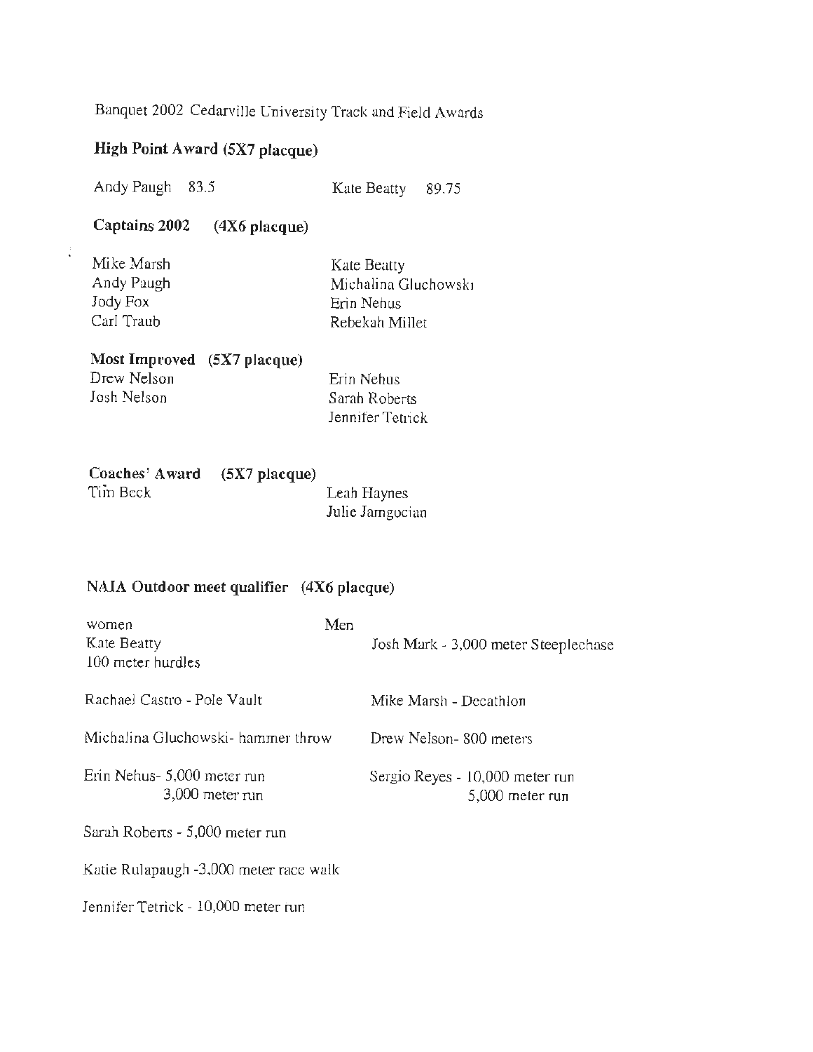Banquet 2002 Cedarville University Track and Field Awards

**High Point Award (5X7 placque)**

Andy Paugh 83.5 | Kate Beatty 89.75

**Captains 2002 (4X6 placque)**

| | |
|---|---|
| Mike Marsh | Kate Beatty |
| Andy Paugh | Michalina Gluchowski |
| Jody Fox | Erin Nehus |
| Carl Traub | Rebekah Millet |

**Most Improved (5X7 placque)**

| | |
|---|---|
| Drew Nelson | Erin Nehus |
| Josh Nelson | Sarah Roberts |
| | Jennifer Tetrick |

**Coaches' Award (5X7 placque)**

| | |
|---|---|
| Tim Beck | Leah Haynes |
| | Julie Jamgocian |

**NAIA Outdoor meet qualifier (4X6 placque)**

| women | Men |
|---|---|
| Kate Beatty 100 meter hurdles | Josh Mark - 3,000 meter Steeplechase |
| Rachael Castro - Pole Vault | Mike Marsh - Decathlon |
| Michalina Gluchowski- hammer throw | Drew Nelson- 800 meters |
| Erin Nehus- 5,000 meter run 3,000 meter run | Sergio Reyes - 10,000 meter run 5,000 meter run |
| Sarah Roberts - 5,000 meter run | |
| Katie Rulapaugh -3,000 meter race walk | |
| Jennifer Tetrick - 10,000 meter run | |